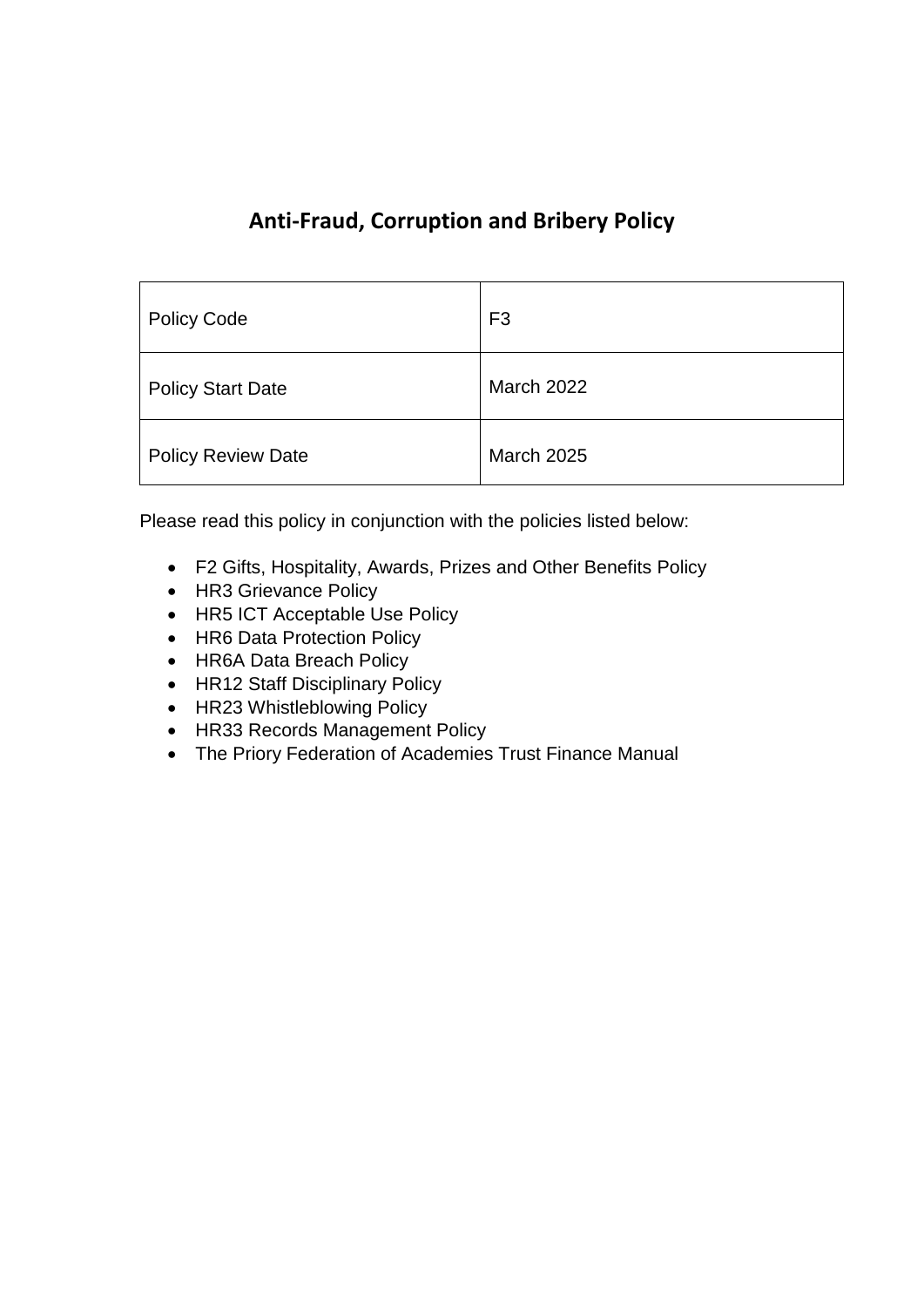# Anti-Fraud, Corruption and Bribery Policy

| Policy Code | F3 |
|---|---|
| Policy Start Date | March 2022 |
| Policy Review Date | March 2025 |

Please read this policy in conjunction with the policies listed below:

- F2 Gifts, Hospitality, Awards, Prizes and Other Benefits Policy
- HR3 Grievance Policy
- HR5 ICT Acceptable Use Policy
- HR6 Data Protection Policy
- HR6A Data Breach Policy
- HR12 Staff Disciplinary Policy
- HR23 Whistleblowing Policy
- HR33 Records Management Policy
- The Priory Federation of Academies Trust Finance Manual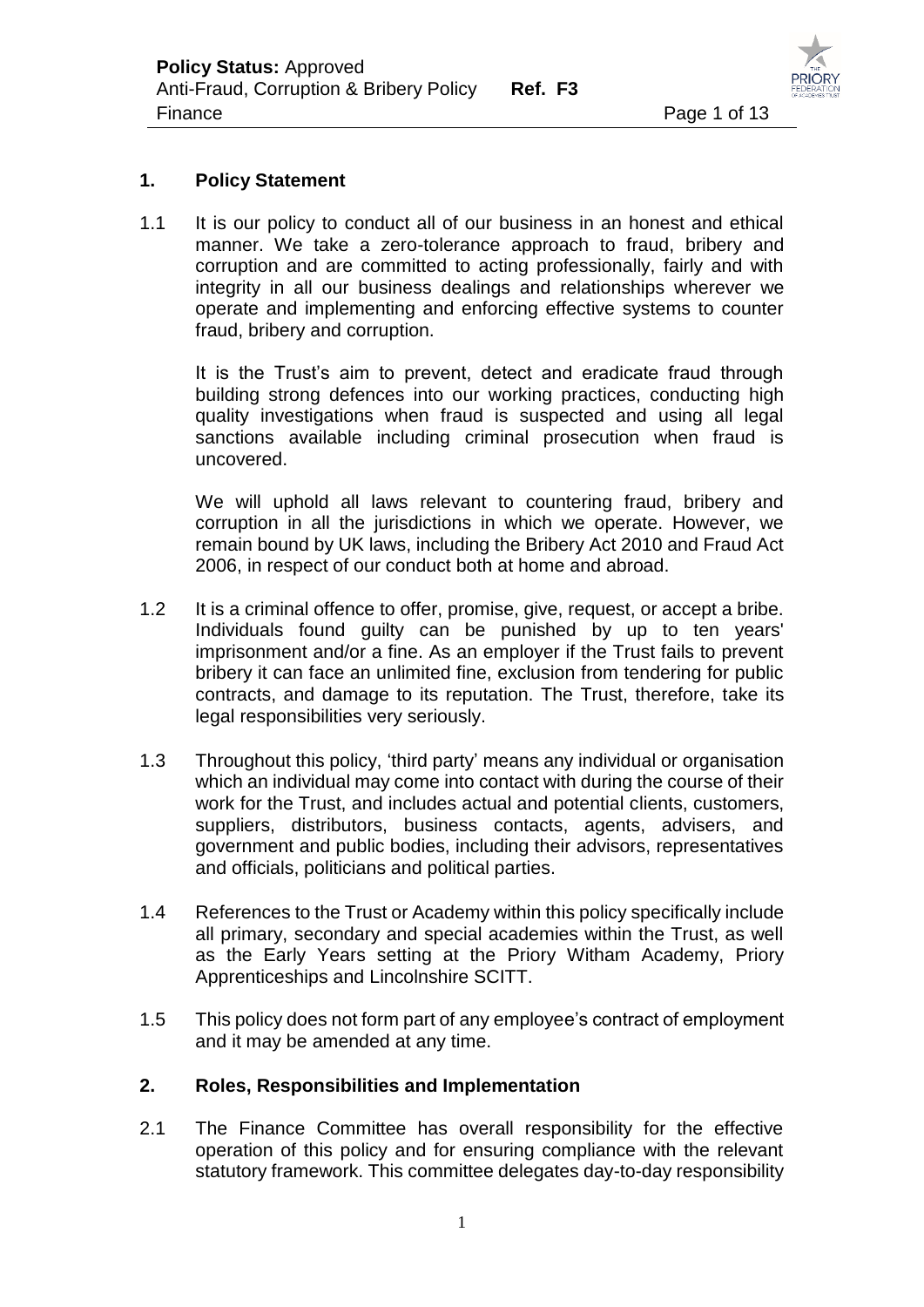## 1. Policy Statement

1.1 It is our policy to conduct all of our business in an honest and ethical manner. We take a zero-tolerance approach to fraud, bribery and corruption and are committed to acting professionally, fairly and with integrity in all our business dealings and relationships wherever we operate and implementing and enforcing effective systems to counter fraud, bribery and corruption.

It is the Trust's aim to prevent, detect and eradicate fraud through building strong defences into our working practices, conducting high quality investigations when fraud is suspected and using all legal sanctions available including criminal prosecution when fraud is uncovered.

We will uphold all laws relevant to countering fraud, bribery and corruption in all the jurisdictions in which we operate. However, we remain bound by UK laws, including the Bribery Act 2010 and Fraud Act 2006, in respect of our conduct both at home and abroad.

1.2 It is a criminal offence to offer, promise, give, request, or accept a bribe. Individuals found guilty can be punished by up to ten years' imprisonment and/or a fine. As an employer if the Trust fails to prevent bribery it can face an unlimited fine, exclusion from tendering for public contracts, and damage to its reputation. The Trust, therefore, take its legal responsibilities very seriously.

1.3 Throughout this policy, 'third party' means any individual or organisation which an individual may come into contact with during the course of their work for the Trust, and includes actual and potential clients, customers, suppliers, distributors, business contacts, agents, advisers, and government and public bodies, including their advisors, representatives and officials, politicians and political parties.

1.4 References to the Trust or Academy within this policy specifically include all primary, secondary and special academies within the Trust, as well as the Early Years setting at the Priory Witham Academy, Priory Apprenticeships and Lincolnshire SCITT.

1.5 This policy does not form part of any employee's contract of employment and it may be amended at any time.

## 2. Roles, Responsibilities and Implementation

2.1 The Finance Committee has overall responsibility for the effective operation of this policy and for ensuring compliance with the relevant statutory framework. This committee delegates day-to-day responsibility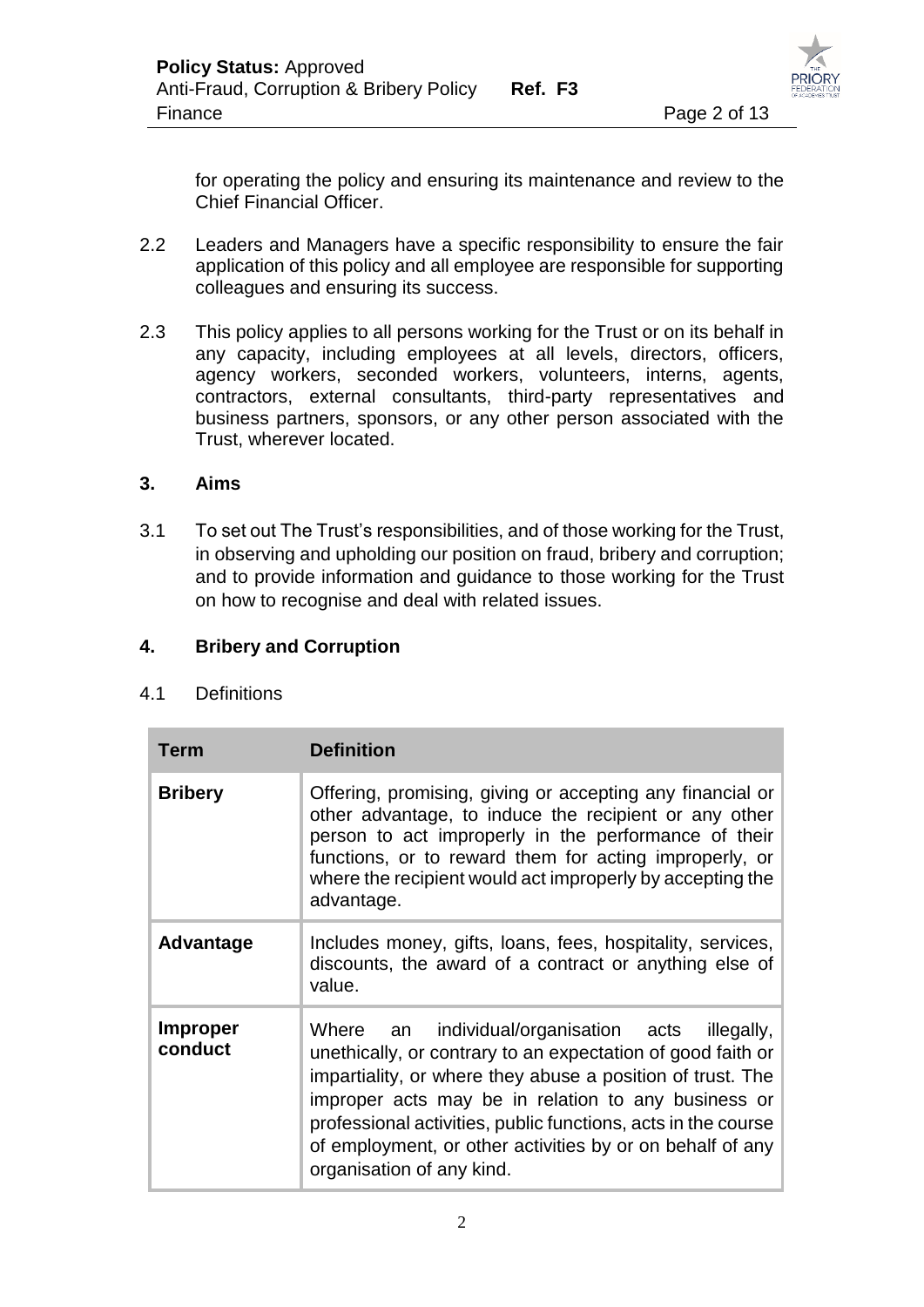for operating the policy and ensuring its maintenance and review to the Chief Financial Officer.

2.2 Leaders and Managers have a specific responsibility to ensure the fair application of this policy and all employee are responsible for supporting colleagues and ensuring its success.

2.3 This policy applies to all persons working for the Trust or on its behalf in any capacity, including employees at all levels, directors, officers, agency workers, seconded workers, volunteers, interns, agents, contractors, external consultants, third-party representatives and business partners, sponsors, or any other person associated with the Trust, wherever located.

## 3. Aims

3.1 To set out The Trust's responsibilities, and of those working for the Trust, in observing and upholding our position on fraud, bribery and corruption; and to provide information and guidance to those working for the Trust on how to recognise and deal with related issues.

## 4. Bribery and Corruption

4.1 Definitions

| Term | Definition |
|---|---|
| **Bribery** | Offering, promising, giving or accepting any financial or other advantage, to induce the recipient or any other person to act improperly in the performance of their functions, or to reward them for acting improperly, or where the recipient would act improperly by accepting the advantage. |
| **Advantage** | Includes money, gifts, loans, fees, hospitality, services, discounts, the award of a contract or anything else of value. |
| **Improper conduct** | Where an individual/organisation acts illegally, unethically, or contrary to an expectation of good faith or impartiality, or where they abuse a position of trust. The improper acts may be in relation to any business or professional activities, public functions, acts in the course of employment, or other activities by or on behalf of any organisation of any kind. |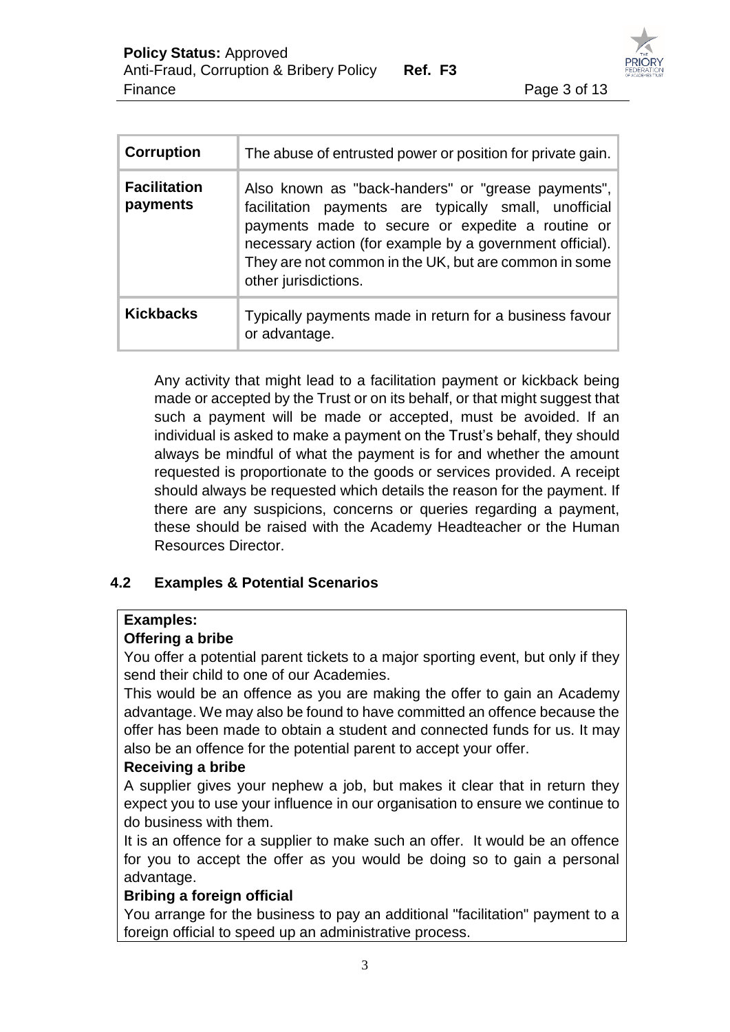| | |
|---|---|
| **Corruption** | The abuse of entrusted power or position for private gain. |
| **Facilitation payments** | Also known as "back-handers" or "grease payments", facilitation payments are typically small, unofficial payments made to secure or expedite a routine or necessary action (for example by a government official). They are not common in the UK, but are common in some other jurisdictions. |
| **Kickbacks** | Typically payments made in return for a business favour or advantage. |

Any activity that might lead to a facilitation payment or kickback being made or accepted by the Trust or on its behalf, or that might suggest that such a payment will be made or accepted, must be avoided. If an individual is asked to make a payment on the Trust's behalf, they should always be mindful of what the payment is for and whether the amount requested is proportionate to the goods or services provided. A receipt should always be requested which details the reason for the payment. If there are any suspicions, concerns or queries regarding a payment, these should be raised with the Academy Headteacher or the Human Resources Director.

### 4.2 Examples & Potential Scenarios

**Examples:**

**Offering a bribe**

You offer a potential parent tickets to a major sporting event, but only if they send their child to one of our Academies.

This would be an offence as you are making the offer to gain an Academy advantage. We may also be found to have committed an offence because the offer has been made to obtain a student and connected funds for us. It may also be an offence for the potential parent to accept your offer.

**Receiving a bribe**

A supplier gives your nephew a job, but makes it clear that in return they expect you to use your influence in our organisation to ensure we continue to do business with them.

It is an offence for a supplier to make such an offer. It would be an offence for you to accept the offer as you would be doing so to gain a personal advantage.

**Bribing a foreign official**

You arrange for the business to pay an additional "facilitation" payment to a foreign official to speed up an administrative process.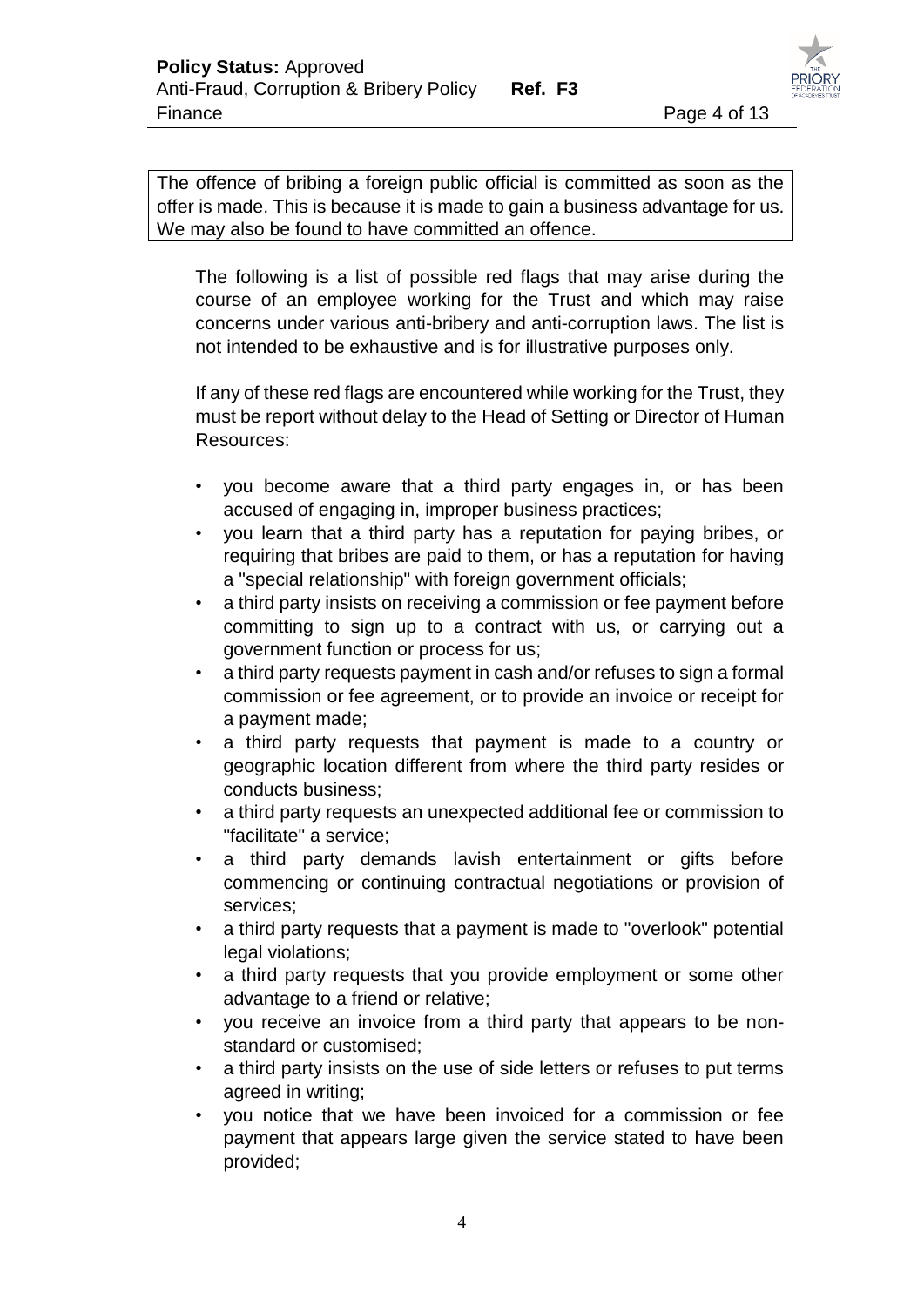The offence of bribing a foreign public official is committed as soon as the offer is made. This is because it is made to gain a business advantage for us. We may also be found to have committed an offence.

The following is a list of possible red flags that may arise during the course of an employee working for the Trust and which may raise concerns under various anti-bribery and anti-corruption laws. The list is not intended to be exhaustive and is for illustrative purposes only.

If any of these red flags are encountered while working for the Trust, they must be report without delay to the Head of Setting or Director of Human Resources:

- you become aware that a third party engages in, or has been accused of engaging in, improper business practices;
- you learn that a third party has a reputation for paying bribes, or requiring that bribes are paid to them, or has a reputation for having a "special relationship" with foreign government officials;
- a third party insists on receiving a commission or fee payment before committing to sign up to a contract with us, or carrying out a government function or process for us;
- a third party requests payment in cash and/or refuses to sign a formal commission or fee agreement, or to provide an invoice or receipt for a payment made;
- a third party requests that payment is made to a country or geographic location different from where the third party resides or conducts business;
- a third party requests an unexpected additional fee or commission to "facilitate" a service;
- a third party demands lavish entertainment or gifts before commencing or continuing contractual negotiations or provision of services;
- a third party requests that a payment is made to "overlook" potential legal violations;
- a third party requests that you provide employment or some other advantage to a friend or relative;
- you receive an invoice from a third party that appears to be non-standard or customised;
- a third party insists on the use of side letters or refuses to put terms agreed in writing;
- you notice that we have been invoiced for a commission or fee payment that appears large given the service stated to have been provided;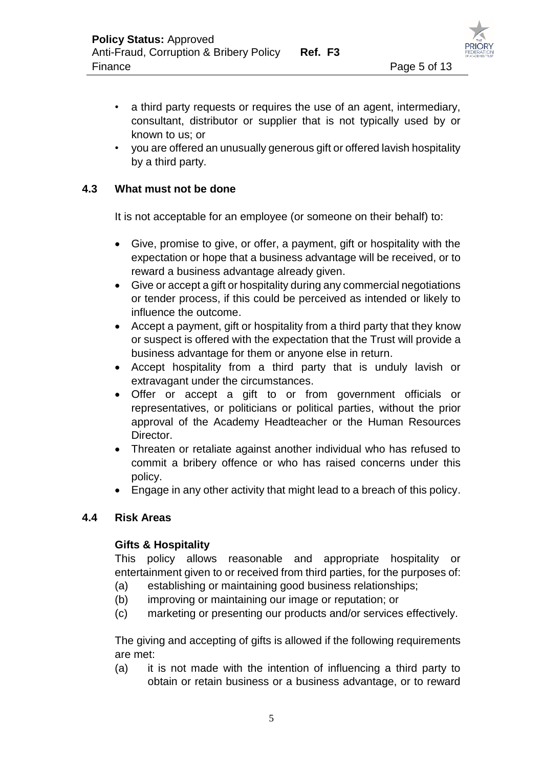- a third party requests or requires the use of an agent, intermediary, consultant, distributor or supplier that is not typically used by or known to us; or
- you are offered an unusually generous gift or offered lavish hospitality by a third party.

### 4.3 What must not be done

It is not acceptable for an employee (or someone on their behalf) to:

- Give, promise to give, or offer, a payment, gift or hospitality with the expectation or hope that a business advantage will be received, or to reward a business advantage already given.
- Give or accept a gift or hospitality during any commercial negotiations or tender process, if this could be perceived as intended or likely to influence the outcome.
- Accept a payment, gift or hospitality from a third party that they know or suspect is offered with the expectation that the Trust will provide a business advantage for them or anyone else in return.
- Accept hospitality from a third party that is unduly lavish or extravagant under the circumstances.
- Offer or accept a gift to or from government officials or representatives, or politicians or political parties, without the prior approval of the Academy Headteacher or the Human Resources Director.
- Threaten or retaliate against another individual who has refused to commit a bribery offence or who has raised concerns under this policy.
- Engage in any other activity that might lead to a breach of this policy.

### 4.4 Risk Areas

**Gifts & Hospitality**

This policy allows reasonable and appropriate hospitality or entertainment given to or received from third parties, for the purposes of:

(a) establishing or maintaining good business relationships;
(b) improving or maintaining our image or reputation; or
(c) marketing or presenting our products and/or services effectively.

The giving and accepting of gifts is allowed if the following requirements are met:

(a) it is not made with the intention of influencing a third party to obtain or retain business or a business advantage, or to reward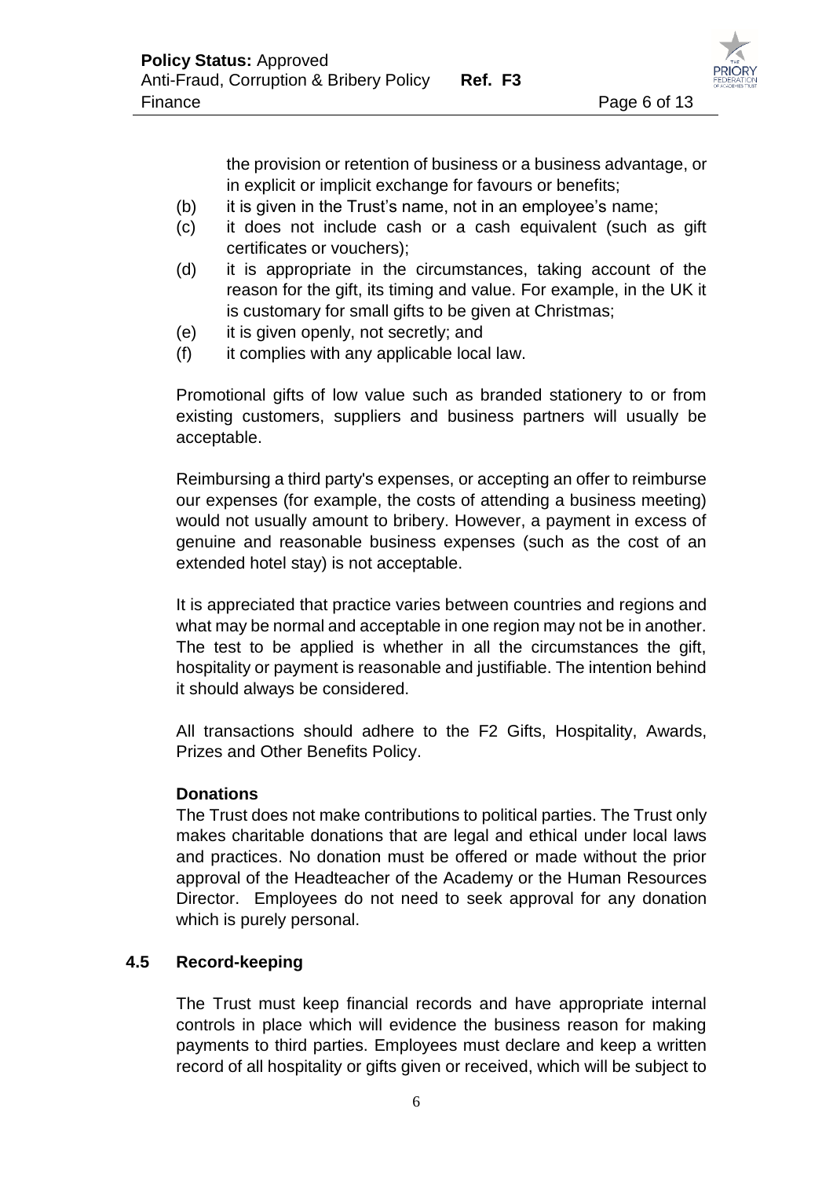the provision or retention of business or a business advantage, or in explicit or implicit exchange for favours or benefits;

(b) it is given in the Trust's name, not in an employee's name;

(c) it does not include cash or a cash equivalent (such as gift certificates or vouchers);

(d) it is appropriate in the circumstances, taking account of the reason for the gift, its timing and value. For example, in the UK it is customary for small gifts to be given at Christmas;

(e) it is given openly, not secretly; and

(f) it complies with any applicable local law.

Promotional gifts of low value such as branded stationery to or from existing customers, suppliers and business partners will usually be acceptable.

Reimbursing a third party's expenses, or accepting an offer to reimburse our expenses (for example, the costs of attending a business meeting) would not usually amount to bribery. However, a payment in excess of genuine and reasonable business expenses (such as the cost of an extended hotel stay) is not acceptable.

It is appreciated that practice varies between countries and regions and what may be normal and acceptable in one region may not be in another. The test to be applied is whether in all the circumstances the gift, hospitality or payment is reasonable and justifiable. The intention behind it should always be considered.

All transactions should adhere to the F2 Gifts, Hospitality, Awards, Prizes and Other Benefits Policy.

**Donations**

The Trust does not make contributions to political parties. The Trust only makes charitable donations that are legal and ethical under local laws and practices. No donation must be offered or made without the prior approval of the Headteacher of the Academy or the Human Resources Director. Employees do not need to seek approval for any donation which is purely personal.

## 4.5 Record-keeping

The Trust must keep financial records and have appropriate internal controls in place which will evidence the business reason for making payments to third parties. Employees must declare and keep a written record of all hospitality or gifts given or received, which will be subject to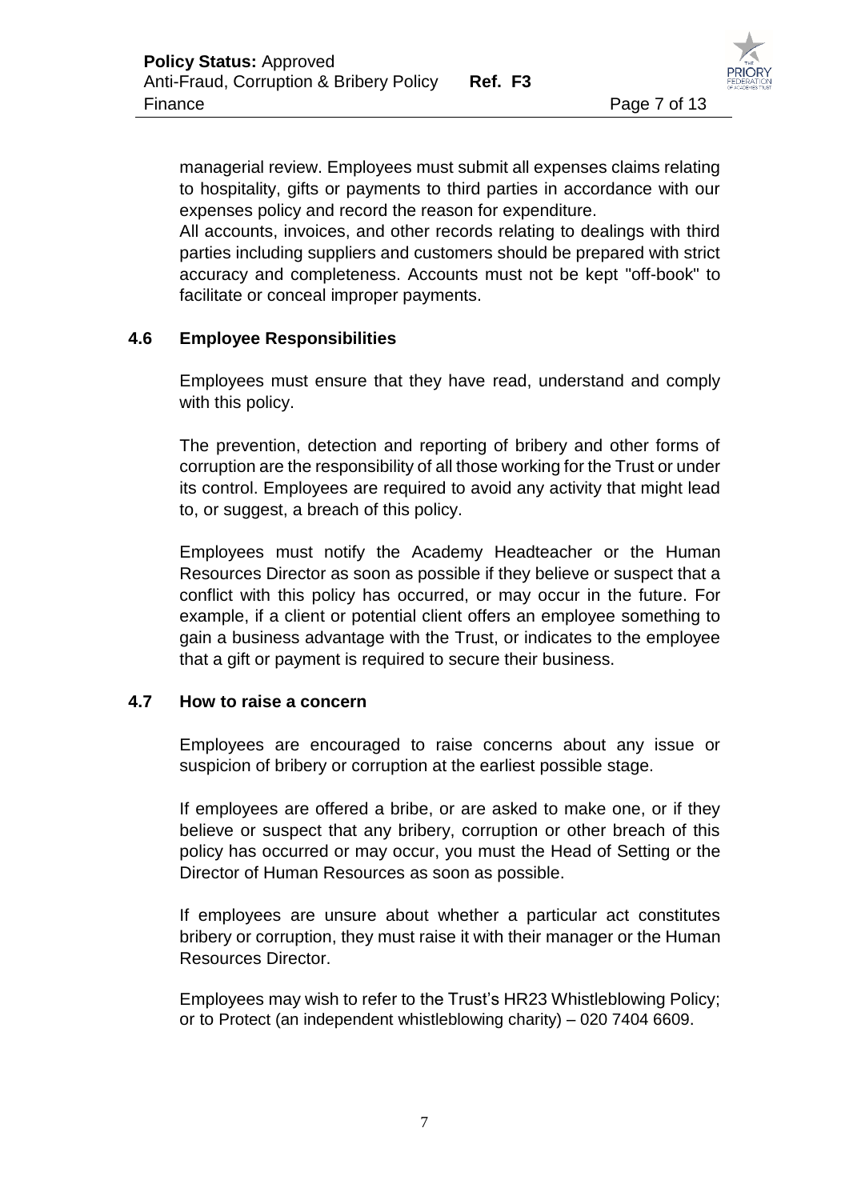managerial review. Employees must submit all expenses claims relating to hospitality, gifts or payments to third parties in accordance with our expenses policy and record the reason for expenditure.
All accounts, invoices, and other records relating to dealings with third parties including suppliers and customers should be prepared with strict accuracy and completeness. Accounts must not be kept "off-book" to facilitate or conceal improper payments.

### 4.6 Employee Responsibilities

Employees must ensure that they have read, understand and comply with this policy.

The prevention, detection and reporting of bribery and other forms of corruption are the responsibility of all those working for the Trust or under its control. Employees are required to avoid any activity that might lead to, or suggest, a breach of this policy.

Employees must notify the Academy Headteacher or the Human Resources Director as soon as possible if they believe or suspect that a conflict with this policy has occurred, or may occur in the future. For example, if a client or potential client offers an employee something to gain a business advantage with the Trust, or indicates to the employee that a gift or payment is required to secure their business.

### 4.7 How to raise a concern

Employees are encouraged to raise concerns about any issue or suspicion of bribery or corruption at the earliest possible stage.

If employees are offered a bribe, or are asked to make one, or if they believe or suspect that any bribery, corruption or other breach of this policy has occurred or may occur, you must the Head of Setting or the Director of Human Resources as soon as possible.

If employees are unsure about whether a particular act constitutes bribery or corruption, they must raise it with their manager or the Human Resources Director.

Employees may wish to refer to the Trust's HR23 Whistleblowing Policy; or to Protect (an independent whistleblowing charity) – 020 7404 6609.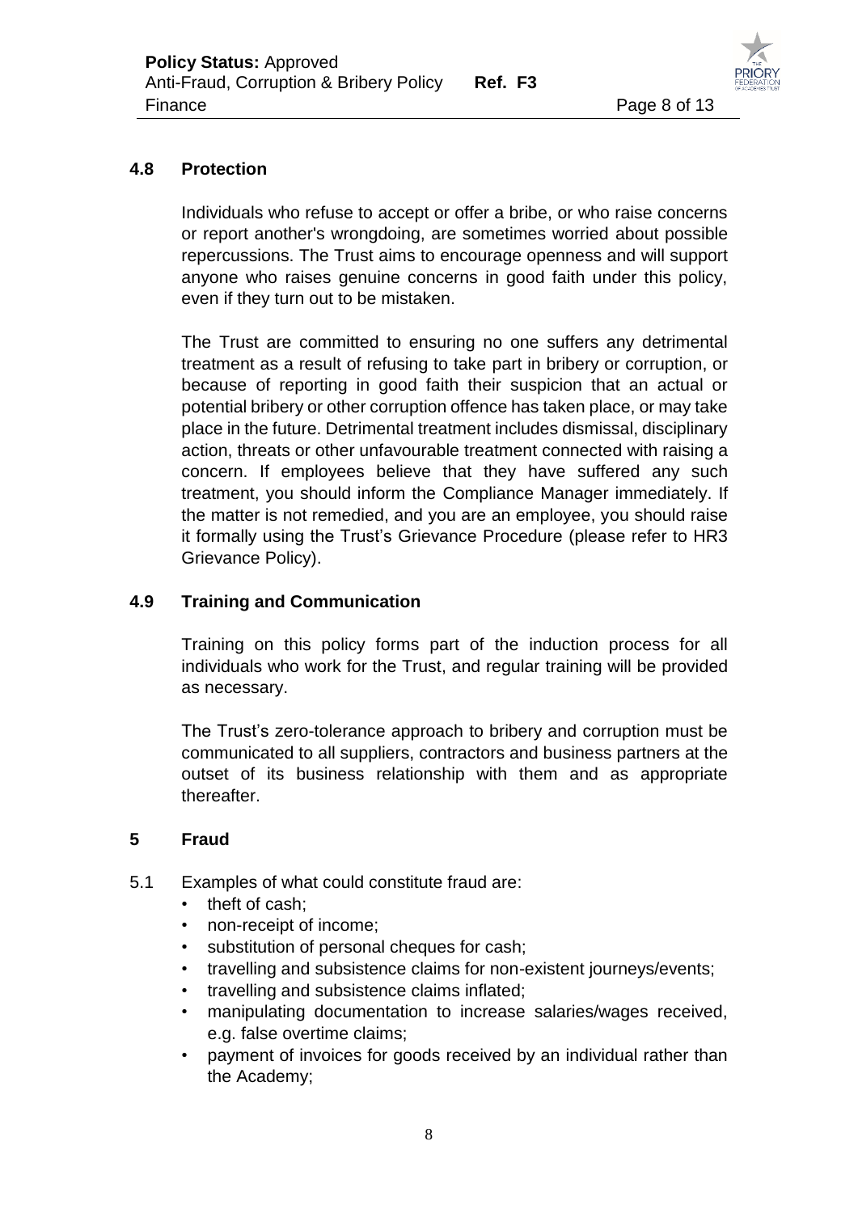### 4.8 Protection

Individuals who refuse to accept or offer a bribe, or who raise concerns or report another's wrongdoing, are sometimes worried about possible repercussions. The Trust aims to encourage openness and will support anyone who raises genuine concerns in good faith under this policy, even if they turn out to be mistaken.

The Trust are committed to ensuring no one suffers any detrimental treatment as a result of refusing to take part in bribery or corruption, or because of reporting in good faith their suspicion that an actual or potential bribery or other corruption offence has taken place, or may take place in the future. Detrimental treatment includes dismissal, disciplinary action, threats or other unfavourable treatment connected with raising a concern. If employees believe that they have suffered any such treatment, you should inform the Compliance Manager immediately. If the matter is not remedied, and you are an employee, you should raise it formally using the Trust's Grievance Procedure (please refer to HR3 Grievance Policy).

### 4.9 Training and Communication

Training on this policy forms part of the induction process for all individuals who work for the Trust, and regular training will be provided as necessary.

The Trust's zero-tolerance approach to bribery and corruption must be communicated to all suppliers, contractors and business partners at the outset of its business relationship with them and as appropriate thereafter.

## 5 Fraud

5.1 Examples of what could constitute fraud are:

- theft of cash;
- non-receipt of income;
- substitution of personal cheques for cash;
- travelling and subsistence claims for non-existent journeys/events;
- travelling and subsistence claims inflated;
- manipulating documentation to increase salaries/wages received, e.g. false overtime claims;
- payment of invoices for goods received by an individual rather than the Academy;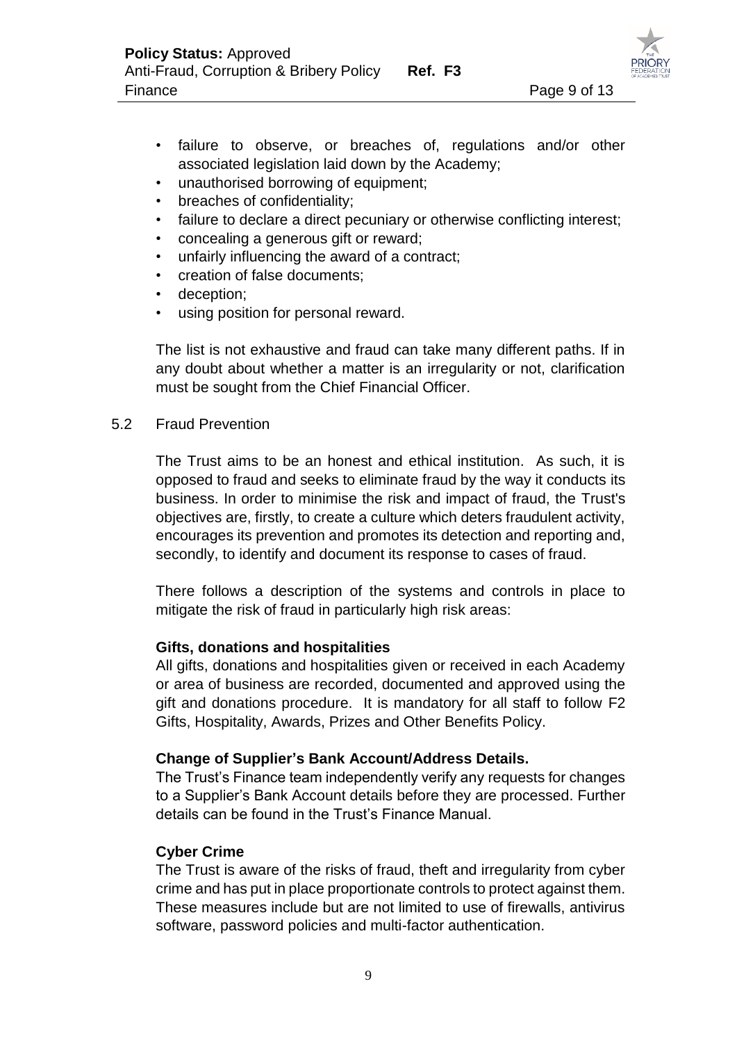- failure to observe, or breaches of, regulations and/or other associated legislation laid down by the Academy;
- unauthorised borrowing of equipment;
- breaches of confidentiality;
- failure to declare a direct pecuniary or otherwise conflicting interest;
- concealing a generous gift or reward;
- unfairly influencing the award of a contract;
- creation of false documents;
- deception;
- using position for personal reward.

The list is not exhaustive and fraud can take many different paths. If in any doubt about whether a matter is an irregularity or not, clarification must be sought from the Chief Financial Officer.

5.2 Fraud Prevention

The Trust aims to be an honest and ethical institution. As such, it is opposed to fraud and seeks to eliminate fraud by the way it conducts its business. In order to minimise the risk and impact of fraud, the Trust's objectives are, firstly, to create a culture which deters fraudulent activity, encourages its prevention and promotes its detection and reporting and, secondly, to identify and document its response to cases of fraud.

There follows a description of the systems and controls in place to mitigate the risk of fraud in particularly high risk areas:

**Gifts, donations and hospitalities**
All gifts, donations and hospitalities given or received in each Academy or area of business are recorded, documented and approved using the gift and donations procedure. It is mandatory for all staff to follow F2 Gifts, Hospitality, Awards, Prizes and Other Benefits Policy.

**Change of Supplier's Bank Account/Address Details.**
The Trust's Finance team independently verify any requests for changes to a Supplier's Bank Account details before they are processed. Further details can be found in the Trust's Finance Manual.

**Cyber Crime**
The Trust is aware of the risks of fraud, theft and irregularity from cyber crime and has put in place proportionate controls to protect against them. These measures include but are not limited to use of firewalls, antivirus software, password policies and multi-factor authentication.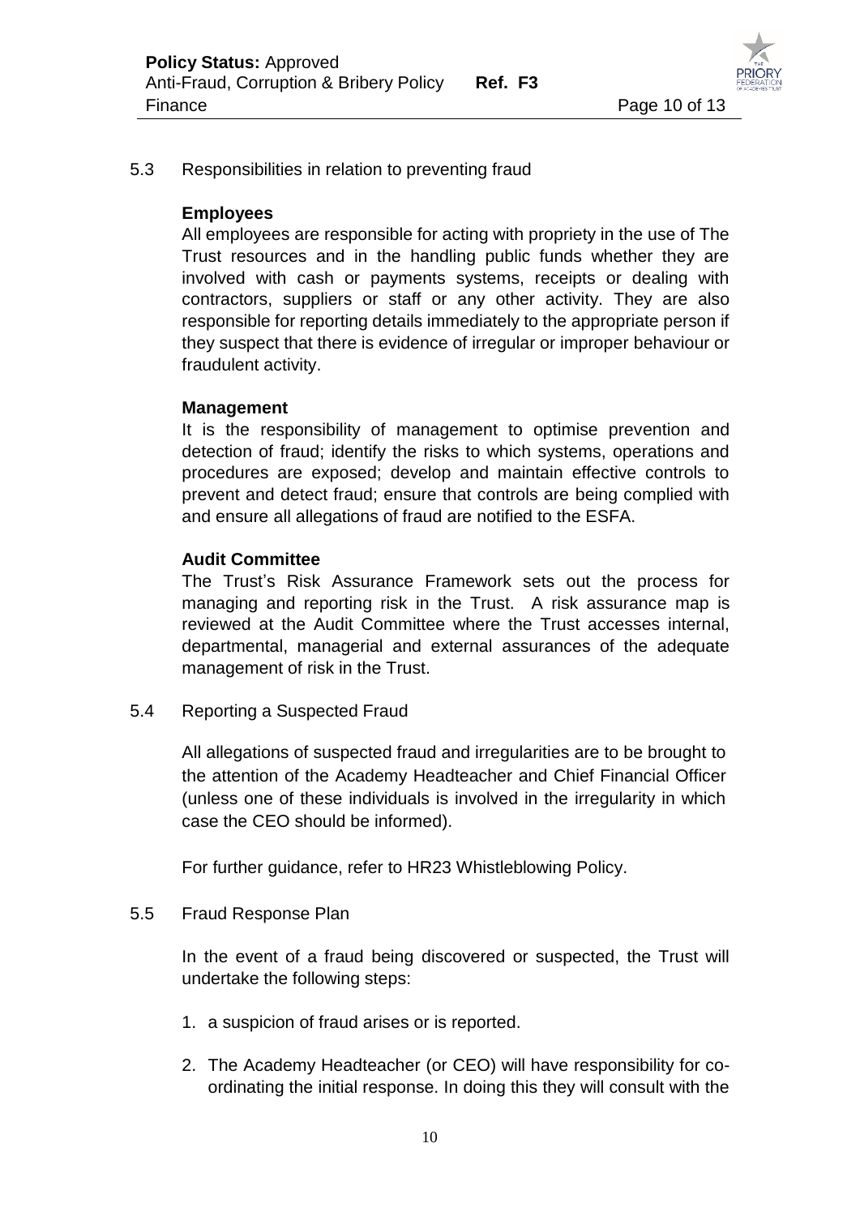5.3 Responsibilities in relation to preventing fraud

**Employees**

All employees are responsible for acting with propriety in the use of The Trust resources and in the handling public funds whether they are involved with cash or payments systems, receipts or dealing with contractors, suppliers or staff or any other activity. They are also responsible for reporting details immediately to the appropriate person if they suspect that there is evidence of irregular or improper behaviour or fraudulent activity.

**Management**

It is the responsibility of management to optimise prevention and detection of fraud; identify the risks to which systems, operations and procedures are exposed; develop and maintain effective controls to prevent and detect fraud; ensure that controls are being complied with and ensure all allegations of fraud are notified to the ESFA.

**Audit Committee**

The Trust's Risk Assurance Framework sets out the process for managing and reporting risk in the Trust. A risk assurance map is reviewed at the Audit Committee where the Trust accesses internal, departmental, managerial and external assurances of the adequate management of risk in the Trust.

5.4 Reporting a Suspected Fraud

All allegations of suspected fraud and irregularities are to be brought to the attention of the Academy Headteacher and Chief Financial Officer (unless one of these individuals is involved in the irregularity in which case the CEO should be informed).

For further guidance, refer to HR23 Whistleblowing Policy.

5.5 Fraud Response Plan

In the event of a fraud being discovered or suspected, the Trust will undertake the following steps:

1. a suspicion of fraud arises or is reported.
2. The Academy Headteacher (or CEO) will have responsibility for co-ordinating the initial response. In doing this they will consult with the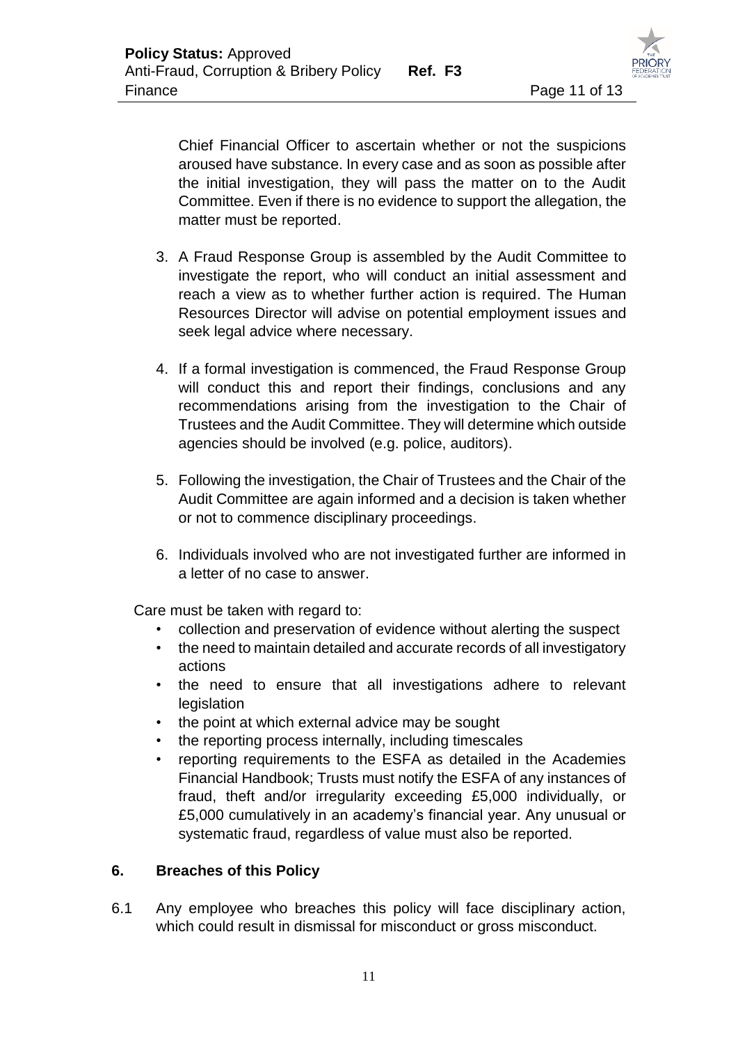Chief Financial Officer to ascertain whether or not the suspicions aroused have substance. In every case and as soon as possible after the initial investigation, they will pass the matter on to the Audit Committee. Even if there is no evidence to support the allegation, the matter must be reported.

3. A Fraud Response Group is assembled by the Audit Committee to investigate the report, who will conduct an initial assessment and reach a view as to whether further action is required. The Human Resources Director will advise on potential employment issues and seek legal advice where necessary.
4. If a formal investigation is commenced, the Fraud Response Group will conduct this and report their findings, conclusions and any recommendations arising from the investigation to the Chair of Trustees and the Audit Committee. They will determine which outside agencies should be involved (e.g. police, auditors).
5. Following the investigation, the Chair of Trustees and the Chair of the Audit Committee are again informed and a decision is taken whether or not to commence disciplinary proceedings.
6. Individuals involved who are not investigated further are informed in a letter of no case to answer.

Care must be taken with regard to:

- collection and preservation of evidence without alerting the suspect
- the need to maintain detailed and accurate records of all investigatory actions
- the need to ensure that all investigations adhere to relevant legislation
- the point at which external advice may be sought
- the reporting process internally, including timescales
- reporting requirements to the ESFA as detailed in the Academies Financial Handbook; Trusts must notify the ESFA of any instances of fraud, theft and/or irregularity exceeding £5,000 individually, or £5,000 cumulatively in an academy's financial year. Any unusual or systematic fraud, regardless of value must also be reported.

## 6. Breaches of this Policy

6.1 Any employee who breaches this policy will face disciplinary action, which could result in dismissal for misconduct or gross misconduct.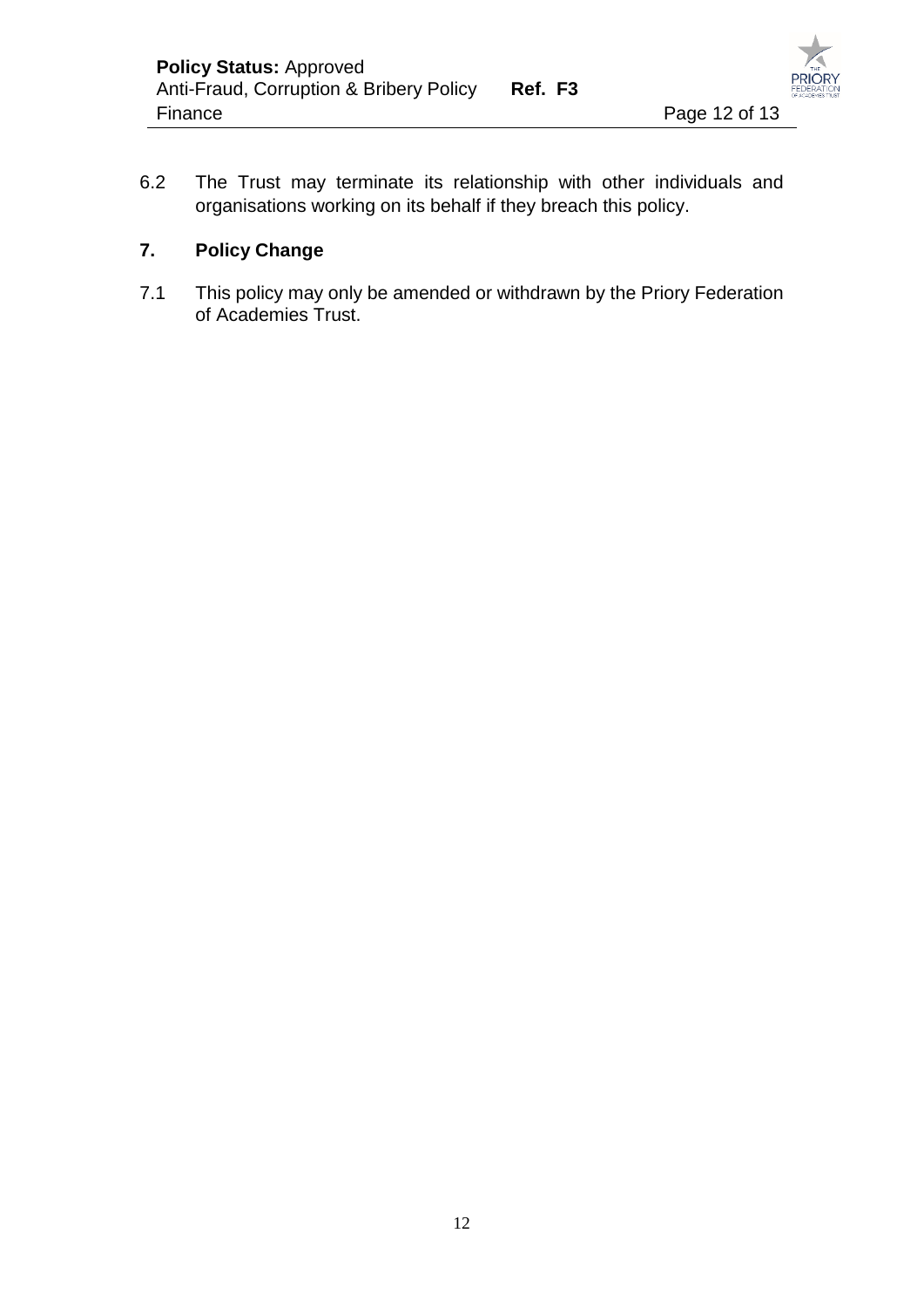6.2 The Trust may terminate its relationship with other individuals and organisations working on its behalf if they breach this policy.

## 7. Policy Change

7.1 This policy may only be amended or withdrawn by the Priory Federation of Academies Trust.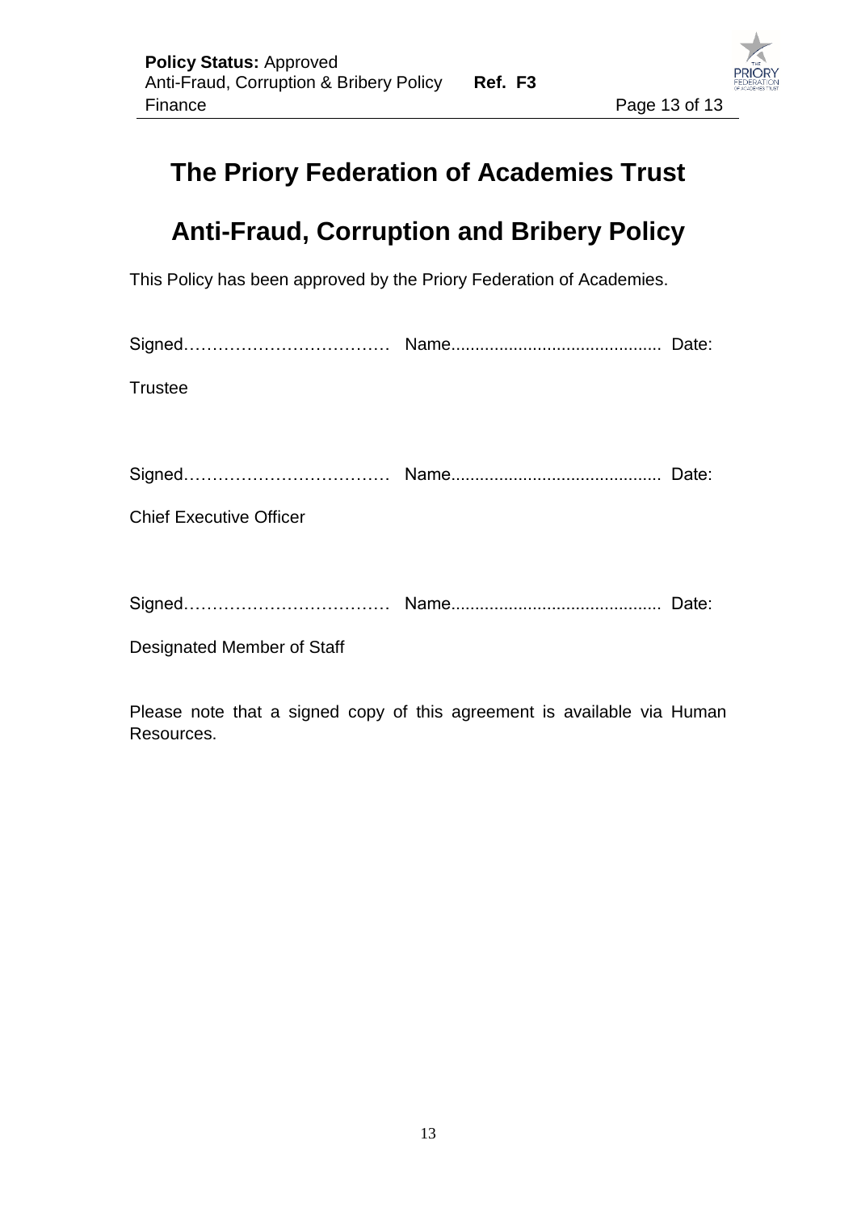# The Priory Federation of Academies Trust

# Anti-Fraud, Corruption and Bribery Policy

This Policy has been approved by the Priory Federation of Academies.

Signed……………………………… Name........................................... Date:

Trustee

Signed……………………………… Name........................................... Date:

Chief Executive Officer

Signed……………………………… Name........................................... Date:

Designated Member of Staff

Please note that a signed copy of this agreement is available via Human Resources.